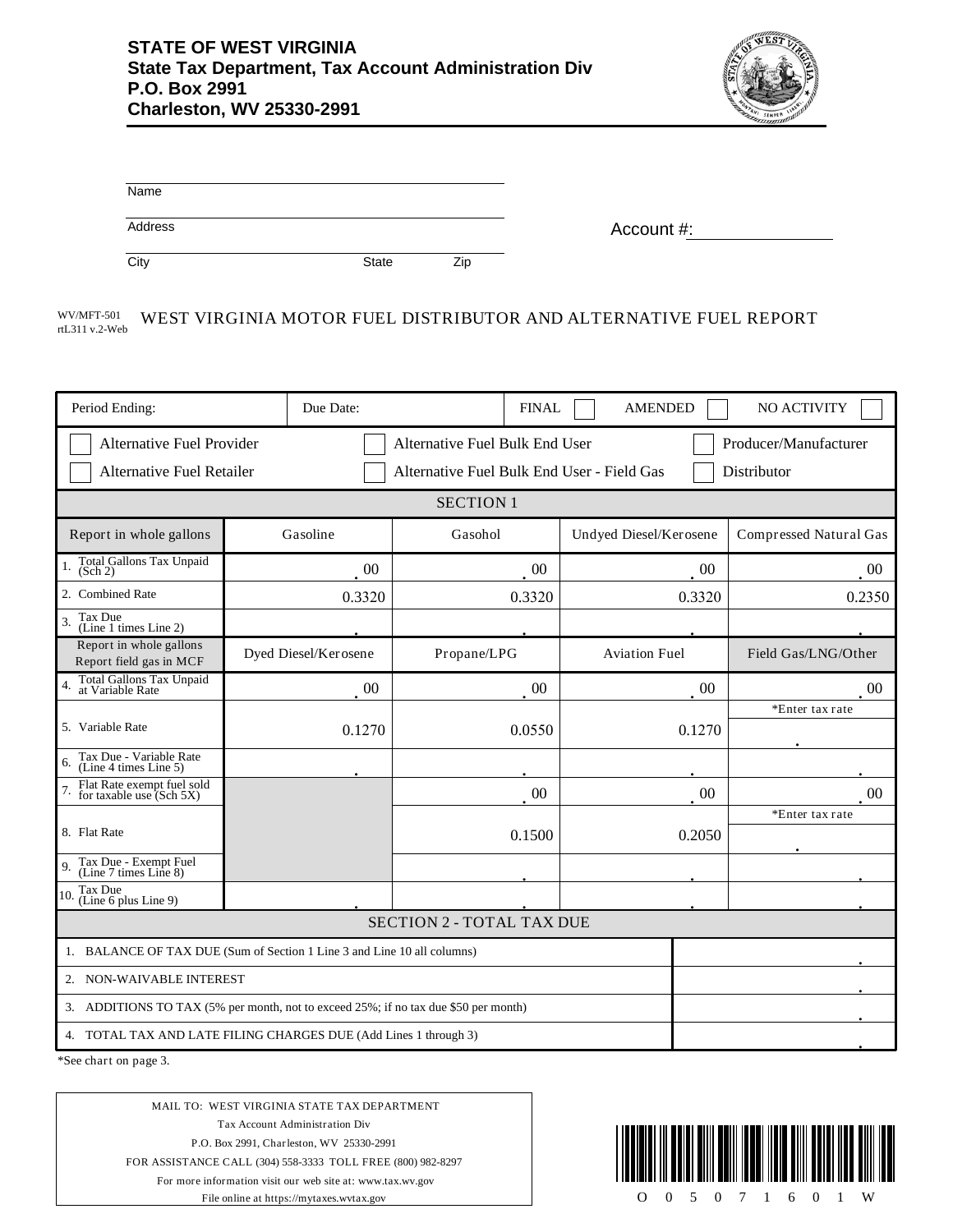**STATE OF WEST VIRGINIA**
**State Tax Department, Tax Account Administration Div**
**P.O. Box 2991**
**Charleston, WV 25330-2991**

Name

Address

City State Zip

Account #:

WV/MFT-501
rtL311 v.2-Web

# WEST VIRGINIA MOTOR FUEL DISTRIBUTOR AND ALTERNATIVE FUEL REPORT

| Period Ending: | Due Date: | FINAL ☐ | AMENDED ☐ | NO ACTIVITY ☐ |
|---|---|---|---|---|

☐ Alternative Fuel Provider ☐ Alternative Fuel Bulk End User ☐ Producer/Manufacturer

☐ Alternative Fuel Retailer ☐ Alternative Fuel Bulk End User - Field Gas ☐ Distributor

## SECTION 1

| Report in whole gallons | Gasoline | Gasohol | Undyed Diesel/Kerosene | Compressed Natural Gas |
|---|---|---|---|---|
| 1. Total Gallons Tax Unpaid (Sch 2) | . 00 | . 00 | . 00 | . 00 |
| 2. Combined Rate | 0.3320 | 0.3320 | 0.3320 | 0.2350 |
| 3. Tax Due (Line 1 times Line 2) | . | . | . | . |
| **Report in whole gallons / Report field gas in MCF** | **Dyed Diesel/Kerosene** | **Propane/LPG** | **Aviation Fuel** | **Field Gas/LNG/Other** |
| 4. Total Gallons Tax Unpaid at Variable Rate | . 00 | . 00 | . 00 | . 00 |
| 5. Variable Rate | 0.1270 | 0.0550 | 0.1270 | *Enter tax rate . |
| 6. Tax Due - Variable Rate (Line 4 times Line 5) | . | . | . | . |
| 7. Flat Rate exempt fuel sold for taxable use (Sch 5X) | | . 00 | . 00 | . 00 |
| 8. Flat Rate | | 0.1500 | 0.2050 | *Enter tax rate . |
| 9. Tax Due - Exempt Fuel (Line 7 times Line 8) | | . | . | . |
| 10. Tax Due (Line 6 plus Line 9) | . | . | . | . |

## SECTION 2 - TOTAL TAX DUE

| | |
|---|---|
| 1. BALANCE OF TAX DUE (Sum of Section 1 Line 3 and Line 10 all columns) | . |
| 2. NON-WAIVABLE INTEREST | . |
| 3. ADDITIONS TO TAX (5% per month, not to exceed 25%; if no tax due $50 per month) | . |
| 4. TOTAL TAX AND LATE FILING CHARGES DUE (Add Lines 1 through 3) | . |

*See chart on page 3.

MAIL TO: WEST VIRGINIA STATE TAX DEPARTMENT
Tax Account Administration Div
P.O. Box 2991, Charleston, WV 25330-2991
FOR ASSISTANCE CALL (304) 558-3333 TOLL FREE (800) 982-8297
For more information visit our web site at: www.tax.wv.gov
File online at https://mytaxes.wvtax.gov

O 0 5 0 7 1 6 0 1 W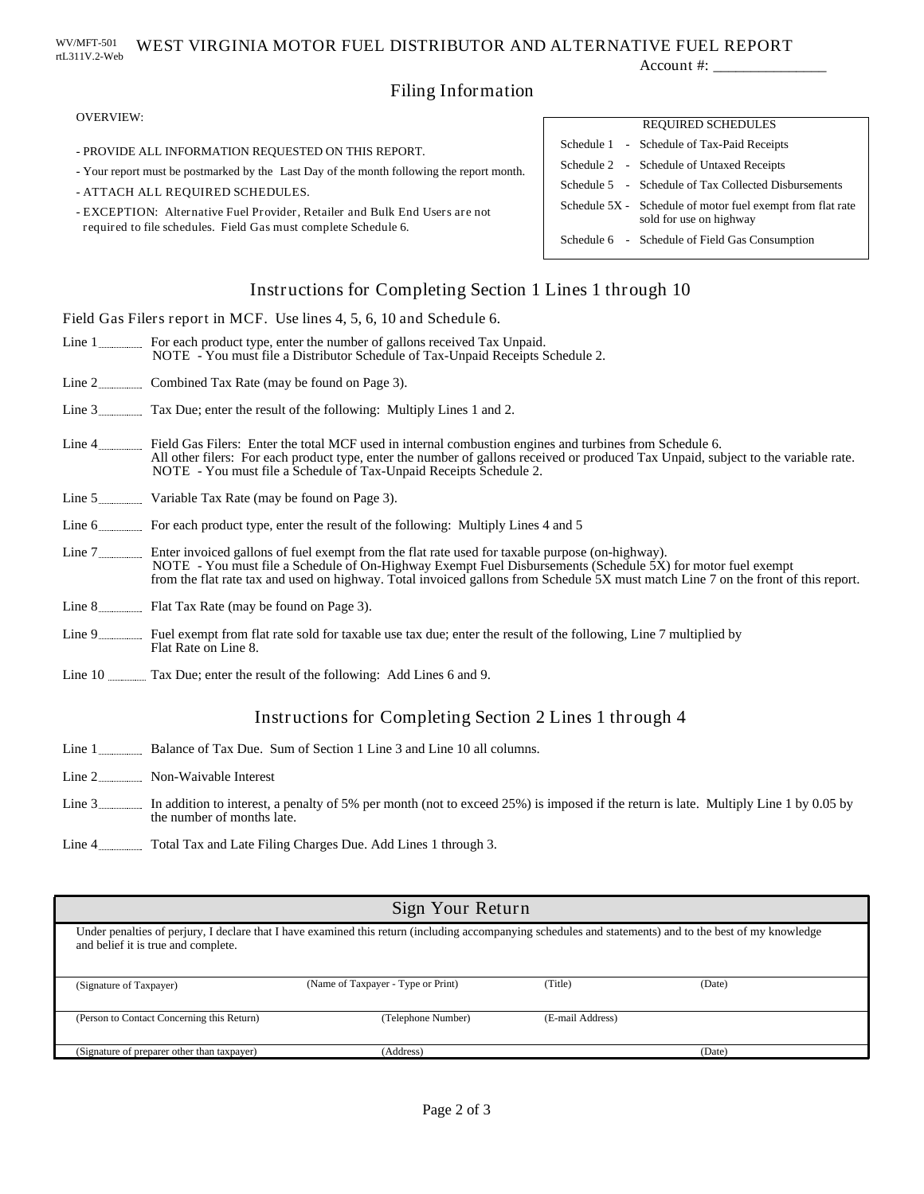WV/MFT-501
rtL311V.2-Web

# WEST VIRGINIA MOTOR FUEL DISTRIBUTOR AND ALTERNATIVE FUEL REPORT

Account #: _______________

## Filing Information

OVERVIEW:

- PROVIDE ALL INFORMATION REQUESTED ON THIS REPORT.
- Your report must be postmarked by the Last Day of the month following the report month.
- ATTACH ALL REQUIRED SCHEDULES.
- EXCEPTION: Alternative Fuel Provider, Retailer and Bulk End Users are not required to file schedules. Field Gas must complete Schedule 6.

| REQUIRED SCHEDULES | |
|---|---|
| Schedule 1 - | Schedule of Tax-Paid Receipts |
| Schedule 2 - | Schedule of Untaxed Receipts |
| Schedule 5 - | Schedule of Tax Collected Disbursements |
| Schedule 5X - | Schedule of motor fuel exempt from flat rate sold for use on highway |
| Schedule 6 - | Schedule of Field Gas Consumption |

## Instructions for Completing Section 1 Lines 1 through 10

Field Gas Filers report in MCF. Use lines 4, 5, 6, 10 and Schedule 6.

Line 1 ........ For each product type, enter the number of gallons received Tax Unpaid.
NOTE - You must file a Distributor Schedule of Tax-Unpaid Receipts Schedule 2.

Line 2 ........ Combined Tax Rate (may be found on Page 3).

Line 3 ........ Tax Due; enter the result of the following: Multiply Lines 1 and 2.

Line 4 ........ Field Gas Filers: Enter the total MCF used in internal combustion engines and turbines from Schedule 6.
All other filers: For each product type, enter the number of gallons received or produced Tax Unpaid, subject to the variable rate.
NOTE - You must file a Schedule of Tax-Unpaid Receipts Schedule 2.

Line 5 ........ Variable Tax Rate (may be found on Page 3).

Line 6 ........ For each product type, enter the result of the following: Multiply Lines 4 and 5

Line 7 ........ Enter invoiced gallons of fuel exempt from the flat rate used for taxable purpose (on-highway).
NOTE - You must file a Schedule of On-Highway Exempt Fuel Disbursements (Schedule 5X) for motor fuel exempt from the flat rate tax and used on highway. Total invoiced gallons from Schedule 5X must match Line 7 on the front of this report.

Line 8 ........ Flat Tax Rate (may be found on Page 3).

Line 9 ........ Fuel exempt from flat rate sold for taxable use tax due; enter the result of the following, Line 7 multiplied by Flat Rate on Line 8.

Line 10 ........ Tax Due; enter the result of the following: Add Lines 6 and 9.

## Instructions for Completing Section 2 Lines 1 through 4

Line 1 ........ Balance of Tax Due. Sum of Section 1 Line 3 and Line 10 all columns.

Line 2 ........ Non-Waivable Interest

Line 3 ........ In addition to interest, a penalty of 5% per month (not to exceed 25%) is imposed if the return is late. Multiply Line 1 by 0.05 by the number of months late.

Line 4 ........ Total Tax and Late Filing Charges Due. Add Lines 1 through 3.

## Sign Your Return

Under penalties of perjury, I declare that I have examined this return (including accompanying schedules and statements) and to the best of my knowledge and belief it is true and complete.

| (Signature of Taxpayer) | (Name of Taxpayer - Type or Print) | (Title) | (Date) |
|---|---|---|---|
| (Person to Contact Concerning this Return) | (Telephone Number) | (E-mail Address) | |
| (Signature of preparer other than taxpayer) | (Address) | | (Date) |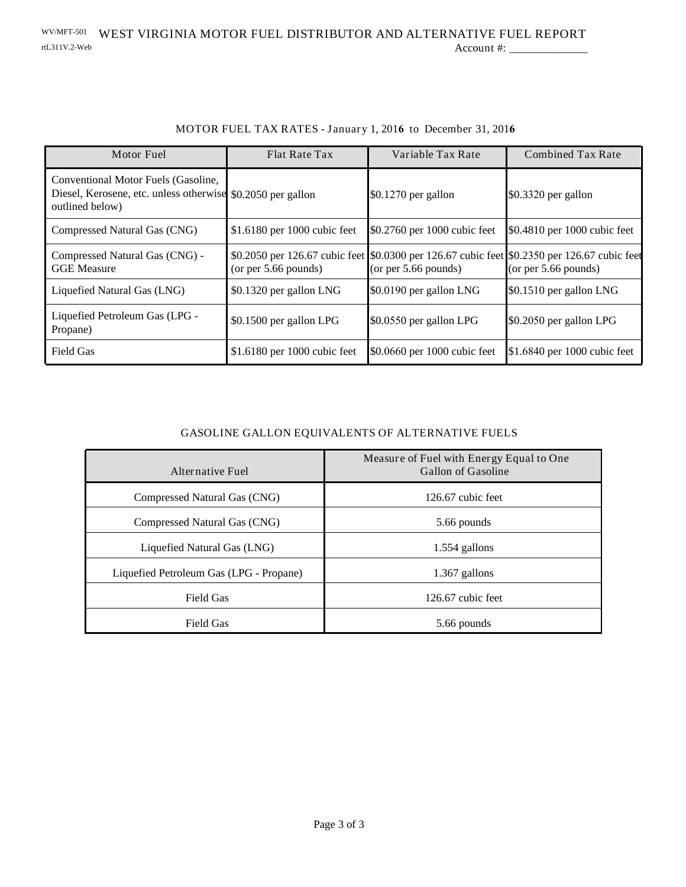WV/MFT-501 WEST VIRGINIA MOTOR FUEL DISTRIBUTOR AND ALTERNATIVE FUEL REPORT
rtL311V.2-Web Account #: _____________

### MOTOR FUEL TAX RATES - January 1, 2016 to December 31, 2016

| Motor Fuel | Flat Rate Tax | Variable Tax Rate | Combined Tax Rate |
|---|---|---|---|
| Conventional Motor Fuels (Gasoline, Diesel, Kerosene, etc. unless otherwise outlined below) | $0.2050 per gallon | $0.1270 per gallon | $0.3320 per gallon |
| Compressed Natural Gas (CNG) | $1.6180 per 1000 cubic feet | $0.2760 per 1000 cubic feet | $0.4810 per 1000 cubic feet |
| Compressed Natural Gas (CNG) - GGE Measure | $0.2050 per 126.67 cubic feet (or per 5.66 pounds) | $0.0300 per 126.67 cubic feet (or per 5.66 pounds) | $0.2350 per 126.67 cubic feet (or per 5.66 pounds) |
| Liquefied Natural Gas (LNG) | $0.1320 per gallon LNG | $0.0190 per gallon LNG | $0.1510 per gallon LNG |
| Liquefied Petroleum Gas (LPG - Propane) | $0.1500 per gallon LPG | $0.0550 per gallon LPG | $0.2050 per gallon LPG |
| Field Gas | $1.6180 per 1000 cubic feet | $0.0660 per 1000 cubic feet | $1.6840 per 1000 cubic feet |

### GASOLINE GALLON EQUIVALENTS OF ALTERNATIVE FUELS

| Alternative Fuel | Measure of Fuel with Energy Equal to One Gallon of Gasoline |
|---|---|
| Compressed Natural Gas (CNG) | 126.67 cubic feet |
| Compressed Natural Gas (CNG) | 5.66 pounds |
| Liquefied Natural Gas (LNG) | 1.554 gallons |
| Liquefied Petroleum Gas (LPG - Propane) | 1.367 gallons |
| Field Gas | 126.67 cubic feet |
| Field Gas | 5.66 pounds |